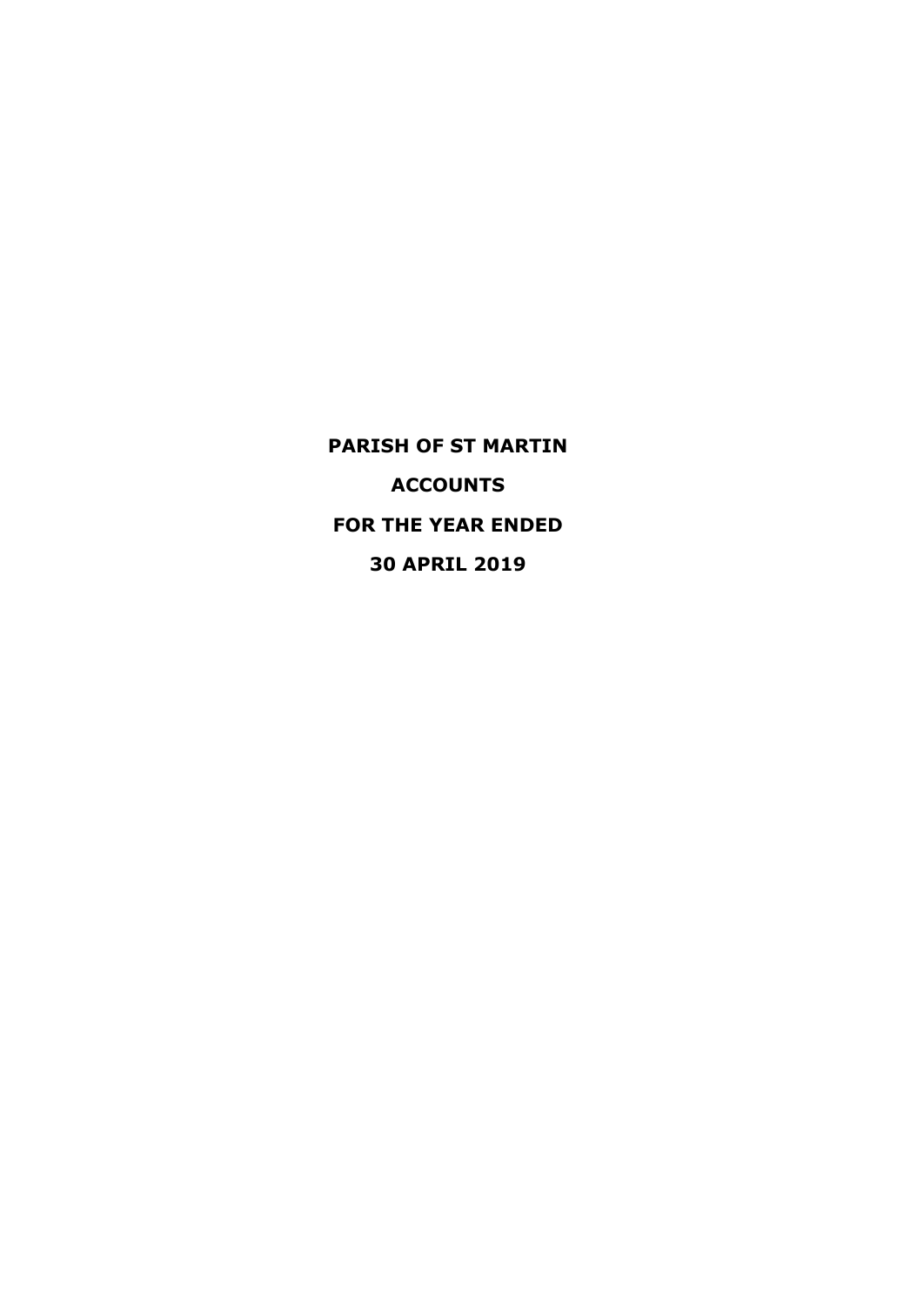# PARISH OF ST MARTIN

# ACCOUNTS

# FOR THE YEAR ENDED

# 30 APRIL 2019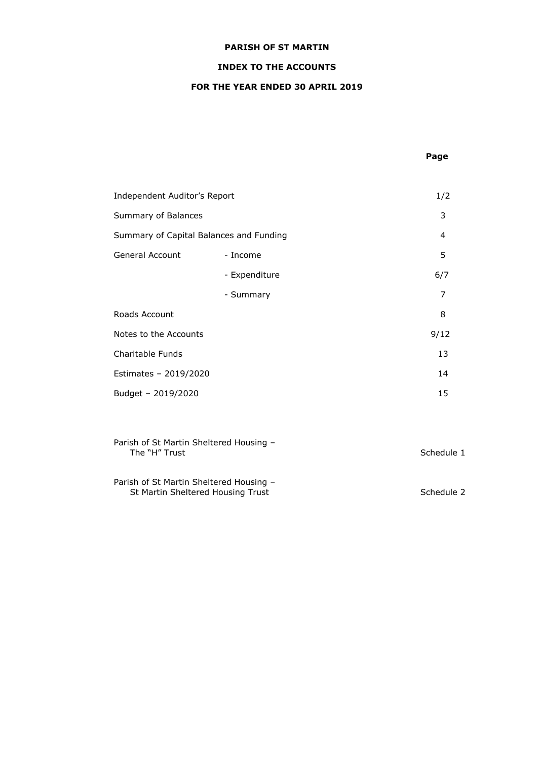**PARISH OF ST MARTIN**

**INDEX TO THE ACCOUNTS**

**FOR THE YEAR ENDED 30 APRIL 2019**

| | | **Page** |
|---|---|---|
| Independent Auditor's Report | | 1/2 |
| Summary of Balances | | 3 |
| Summary of Capital Balances and Funding | | 4 |
| General Account | - Income | 5 |
| | - Expenditure | 6/7 |
| | - Summary | 7 |
| Roads Account | | 8 |
| Notes to the Accounts | | 9/12 |
| Charitable Funds | | 13 |
| Estimates – 2019/2020 | | 14 |
| Budget – 2019/2020 | | 15 |
| Parish of St Martin Sheltered Housing – The "H" Trust | | Schedule 1 |
| Parish of St Martin Sheltered Housing – St Martin Sheltered Housing Trust | | Schedule 2 |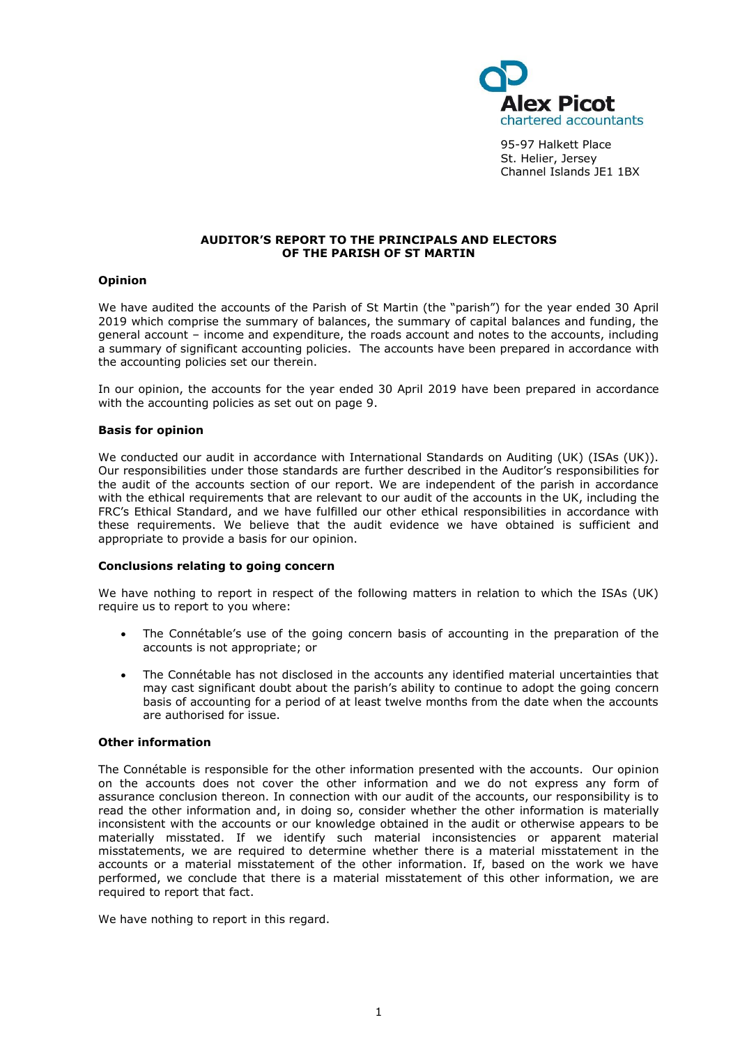Alex Picot
chartered accountants

95-97 Halkett Place
St. Helier, Jersey
Channel Islands JE1 1BX

## AUDITOR'S REPORT TO THE PRINCIPALS AND ELECTORS OF THE PARISH OF ST MARTIN

### Opinion

We have audited the accounts of the Parish of St Martin (the "parish") for the year ended 30 April 2019 which comprise the summary of balances, the summary of capital balances and funding, the general account – income and expenditure, the roads account and notes to the accounts, including a summary of significant accounting policies. The accounts have been prepared in accordance with the accounting policies set our therein.

In our opinion, the accounts for the year ended 30 April 2019 have been prepared in accordance with the accounting policies as set out on page 9.

### Basis for opinion

We conducted our audit in accordance with International Standards on Auditing (UK) (ISAs (UK)). Our responsibilities under those standards are further described in the Auditor's responsibilities for the audit of the accounts section of our report. We are independent of the parish in accordance with the ethical requirements that are relevant to our audit of the accounts in the UK, including the FRC's Ethical Standard, and we have fulfilled our other ethical responsibilities in accordance with these requirements. We believe that the audit evidence we have obtained is sufficient and appropriate to provide a basis for our opinion.

### Conclusions relating to going concern

We have nothing to report in respect of the following matters in relation to which the ISAs (UK) require us to report to you where:

- The Connétable's use of the going concern basis of accounting in the preparation of the accounts is not appropriate; or
- The Connétable has not disclosed in the accounts any identified material uncertainties that may cast significant doubt about the parish's ability to continue to adopt the going concern basis of accounting for a period of at least twelve months from the date when the accounts are authorised for issue.

### Other information

The Connétable is responsible for the other information presented with the accounts. Our opinion on the accounts does not cover the other information and we do not express any form of assurance conclusion thereon. In connection with our audit of the accounts, our responsibility is to read the other information and, in doing so, consider whether the other information is materially inconsistent with the accounts or our knowledge obtained in the audit or otherwise appears to be materially misstated. If we identify such material inconsistencies or apparent material misstatements, we are required to determine whether there is a material misstatement in the accounts or a material misstatement of the other information. If, based on the work we have performed, we conclude that there is a material misstatement of this other information, we are required to report that fact.

We have nothing to report in this regard.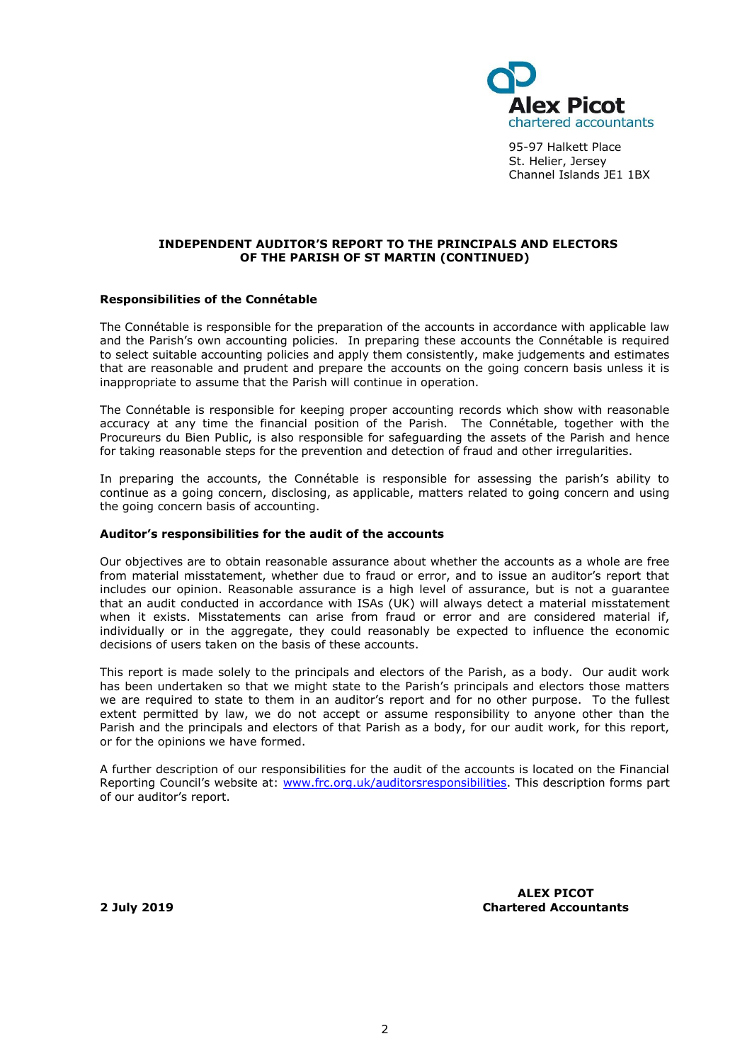Alex Picot
chartered accountants

95-97 Halkett Place
St. Helier, Jersey
Channel Islands JE1 1BX

## INDEPENDENT AUDITOR'S REPORT TO THE PRINCIPALS AND ELECTORS OF THE PARISH OF ST MARTIN (CONTINUED)

**Responsibilities of the Connétable**

The Connétable is responsible for the preparation of the accounts in accordance with applicable law and the Parish's own accounting policies. In preparing these accounts the Connétable is required to select suitable accounting policies and apply them consistently, make judgements and estimates that are reasonable and prudent and prepare the accounts on the going concern basis unless it is inappropriate to assume that the Parish will continue in operation.

The Connétable is responsible for keeping proper accounting records which show with reasonable accuracy at any time the financial position of the Parish. The Connétable, together with the Procureurs du Bien Public, is also responsible for safeguarding the assets of the Parish and hence for taking reasonable steps for the prevention and detection of fraud and other irregularities.

In preparing the accounts, the Connétable is responsible for assessing the parish's ability to continue as a going concern, disclosing, as applicable, matters related to going concern and using the going concern basis of accounting.

**Auditor's responsibilities for the audit of the accounts**

Our objectives are to obtain reasonable assurance about whether the accounts as a whole are free from material misstatement, whether due to fraud or error, and to issue an auditor's report that includes our opinion. Reasonable assurance is a high level of assurance, but is not a guarantee that an audit conducted in accordance with ISAs (UK) will always detect a material misstatement when it exists. Misstatements can arise from fraud or error and are considered material if, individually or in the aggregate, they could reasonably be expected to influence the economic decisions of users taken on the basis of these accounts.

This report is made solely to the principals and electors of the Parish, as a body. Our audit work has been undertaken so that we might state to the Parish's principals and electors those matters we are required to state to them in an auditor's report and for no other purpose. To the fullest extent permitted by law, we do not accept or assume responsibility to anyone other than the Parish and the principals and electors of that Parish as a body, for our audit work, for this report, or for the opinions we have formed.

A further description of our responsibilities for the audit of the accounts is located on the Financial Reporting Council's website at: www.frc.org.uk/auditorsresponsibilities. This description forms part of our auditor's report.

**2 July 2019**

**ALEX PICOT**
**Chartered Accountants**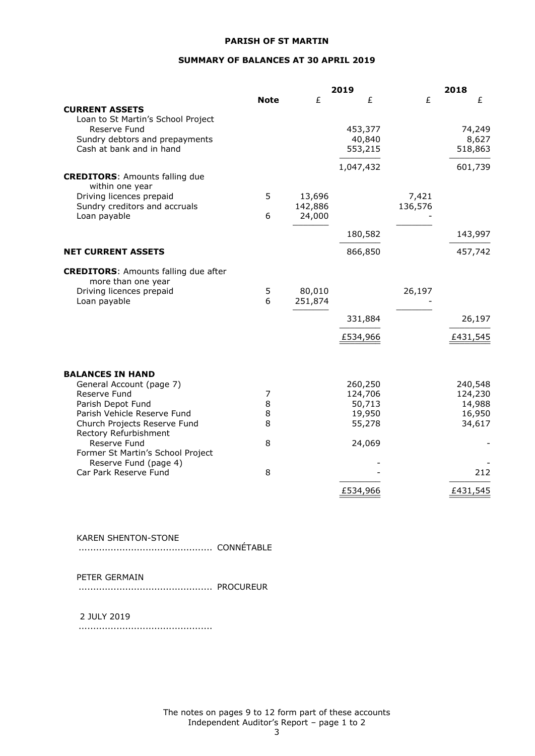**PARISH OF ST MARTIN**

**SUMMARY OF BALANCES AT 30 APRIL 2019**

| | Note | 2019 £ | 2019 £ | 2018 £ | 2018 £ |
|---|---|---|---|---|---|
| **CURRENT ASSETS** | | | | | |
| Loan to St Martin's School Project Reserve Fund | | | 453,377 | | 74,249 |
| Sundry debtors and prepayments | | | 40,840 | | 8,627 |
| Cash at bank and in hand | | | 553,215 | | 518,863 |
| | | | 1,047,432 | | 601,739 |
| **CREDITORS**: Amounts falling due within one year | | | | | |
| Driving licences prepaid | 5 | 13,696 | | 7,421 | |
| Sundry creditors and accruals | | 142,886 | | 136,576 | |
| Loan payable | 6 | 24,000 | | - | |
| | | | 180,582 | | 143,997 |
| **NET CURRENT ASSETS** | | | 866,850 | | 457,742 |
| **CREDITORS**: Amounts falling due after more than one year | | | | | |
| Driving licences prepaid | 5 | 80,010 | | 26,197 | |
| Loan payable | 6 | 251,874 | | - | |
| | | | 331,884 | | 26,197 |
| | | | £534,966 | | £431,545 |
| **BALANCES IN HAND** | | | | | |
| General Account (page 7) | | | 260,250 | | 240,548 |
| Reserve Fund | 7 | | 124,706 | | 124,230 |
| Parish Depot Fund | 8 | | 50,713 | | 14,988 |
| Parish Vehicle Reserve Fund | 8 | | 19,950 | | 16,950 |
| Church Projects Reserve Fund | 8 | | 55,278 | | 34,617 |
| Rectory Refurbishment Reserve Fund | 8 | | 24,069 | | - |
| Former St Martin's School Project Reserve Fund (page 4) | | | - | | - |
| Car Park Reserve Fund | 8 | | - | | 212 |
| | | | £534,966 | | £431,545 |

KAREN SHENTON-STONE
............................................ CONNÉTABLE

PETER GERMAIN
............................................ PROCUREUR

2 JULY 2019
............................................

The notes on pages 9 to 12 form part of these accounts
Independent Auditor's Report – page 1 to 2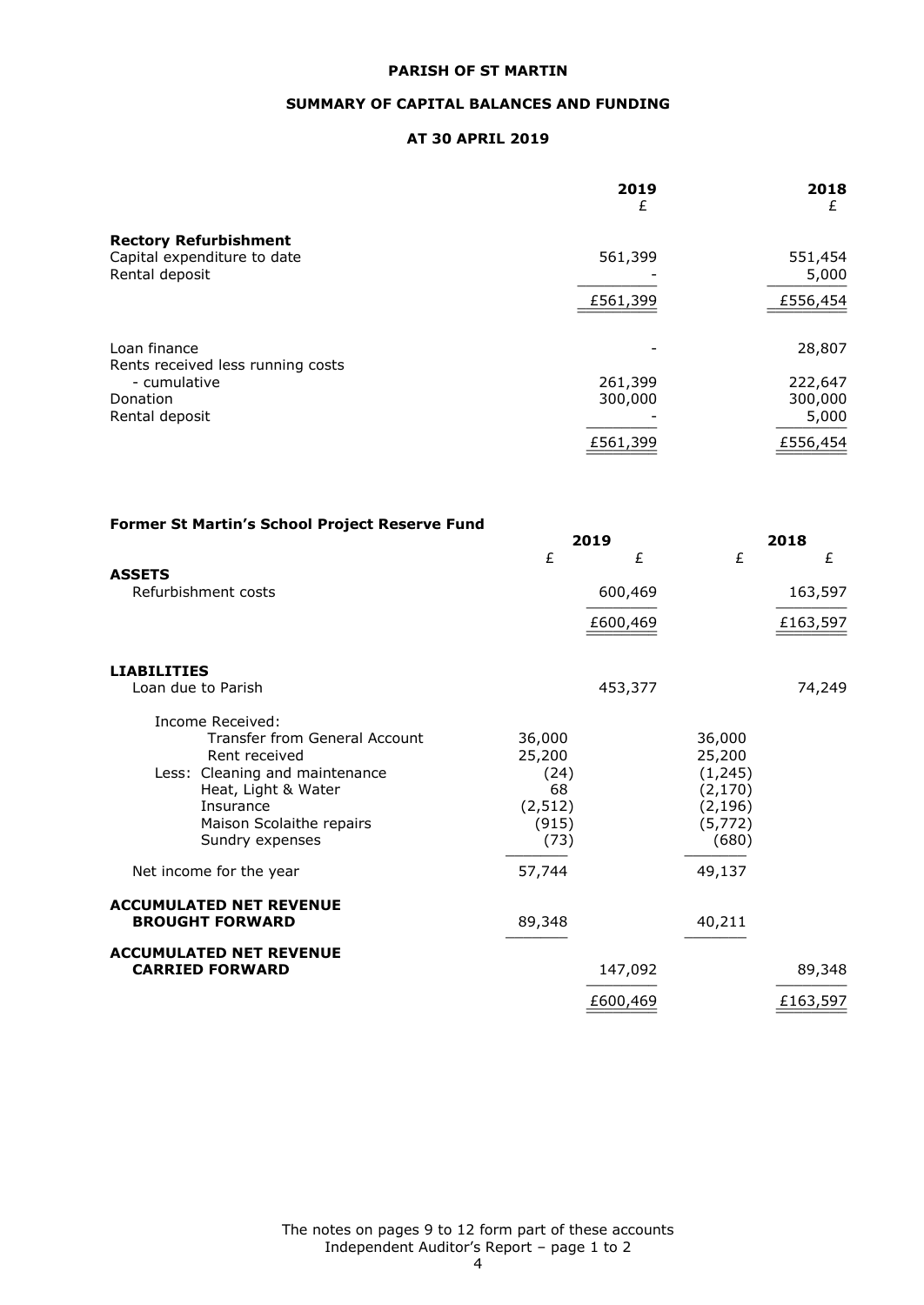# PARISH OF ST MARTIN

## SUMMARY OF CAPITAL BALANCES AND FUNDING

## AT 30 APRIL 2019

| | 2019 £ | 2018 £ |
|---|---|---|
| **Rectory Refurbishment** | | |
| Capital expenditure to date | 561,399 | 551,454 |
| Rental deposit | - | 5,000 |
| | £561,399 | £556,454 |
| | | |
| Loan finance | - | 28,807 |
| Rents received less running costs - cumulative | 261,399 | 222,647 |
| Donation | 300,000 | 300,000 |
| Rental deposit | - | 5,000 |
| | £561,399 | £556,454 |

**Former St Martin's School Project Reserve Fund**

| | 2019 £ | 2019 £ | 2018 £ | 2018 £ |
|---|---|---|---|---|
| **ASSETS** | | | | |
| Refurbishment costs | | 600,469 | | 163,597 |
| | | £600,469 | | £163,597 |
| | | | | |
| **LIABILITIES** | | | | |
| Loan due to Parish | | 453,377 | | 74,249 |
| Income Received: | | | | |
| Transfer from General Account | 36,000 | | 36,000 | |
| Rent received | 25,200 | | 25,200 | |
| Less: Cleaning and maintenance | (24) | | (1,245) | |
| Heat, Light & Water | 68 | | (2,170) | |
| Insurance | (2,512) | | (2,196) | |
| Maison Scolaithe repairs | (915) | | (5,772) | |
| Sundry expenses | (73) | | (680) | |
| Net income for the year | 57,744 | | 49,137 | |
| **ACCUMULATED NET REVENUE BROUGHT FORWARD** | 89,348 | | 40,211 | |
| **ACCUMULATED NET REVENUE CARRIED FORWARD** | | 147,092 | | 89,348 |
| | | £600,469 | | £163,597 |

The notes on pages 9 to 12 form part of these accounts
Independent Auditor's Report – page 1 to 2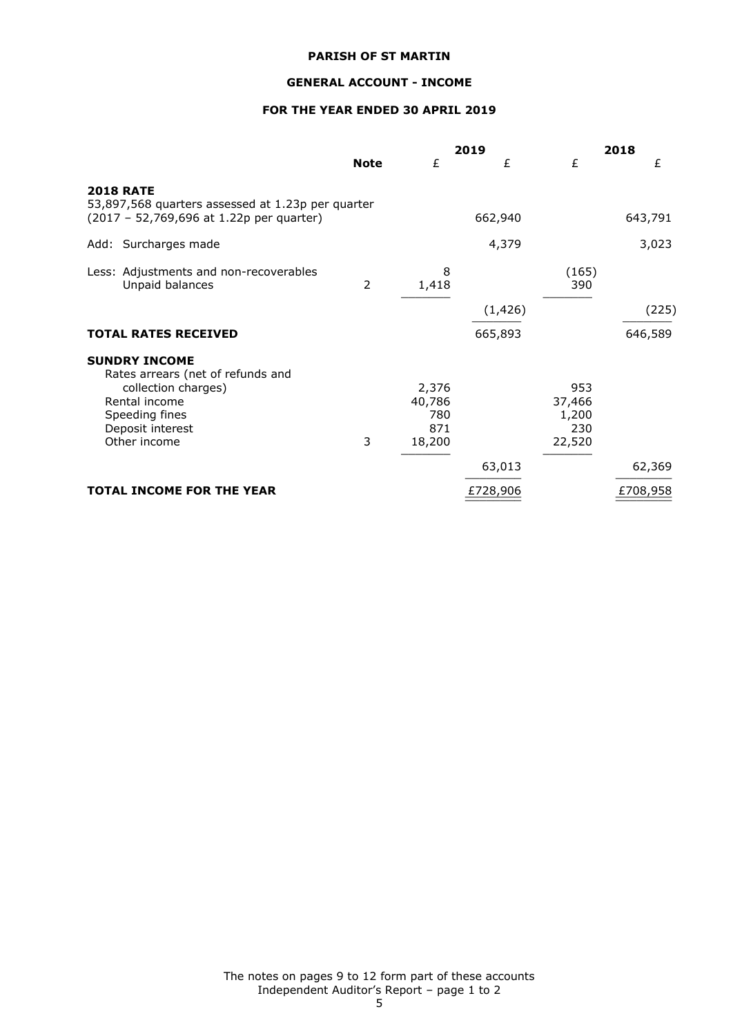**PARISH OF ST MARTIN**

**GENERAL ACCOUNT - INCOME**

**FOR THE YEAR ENDED 30 APRIL 2019**

| | Note | 2019 £ | 2019 £ | 2018 £ | 2018 £ |
|---|---|---|---|---|---|
| **2018 RATE** | | | | | |
| 53,897,568 quarters assessed at 1.23p per quarter (2017 – 52,769,696 at 1.22p per quarter) | | | 662,940 | | 643,791 |
| Add: Surcharges made | | | 4,379 | | 3,023 |
| Less: Adjustments and non-recoverables | | 8 | | (165) | |
| Unpaid balances | 2 | 1,418 | | 390 | |
| | | | (1,426) | | (225) |
| **TOTAL RATES RECEIVED** | | | 665,893 | | 646,589 |
| **SUNDRY INCOME** | | | | | |
| Rates arrears (net of refunds and collection charges) | | 2,376 | | 953 | |
| Rental income | | 40,786 | | 37,466 | |
| Speeding fines | | 780 | | 1,200 | |
| Deposit interest | | 871 | | 230 | |
| Other income | 3 | 18,200 | | 22,520 | |
| | | | 63,013 | | 62,369 |
| **TOTAL INCOME FOR THE YEAR** | | | £728,906 | | £708,958 |

The notes on pages 9 to 12 form part of these accounts
Independent Auditor's Report – page 1 to 2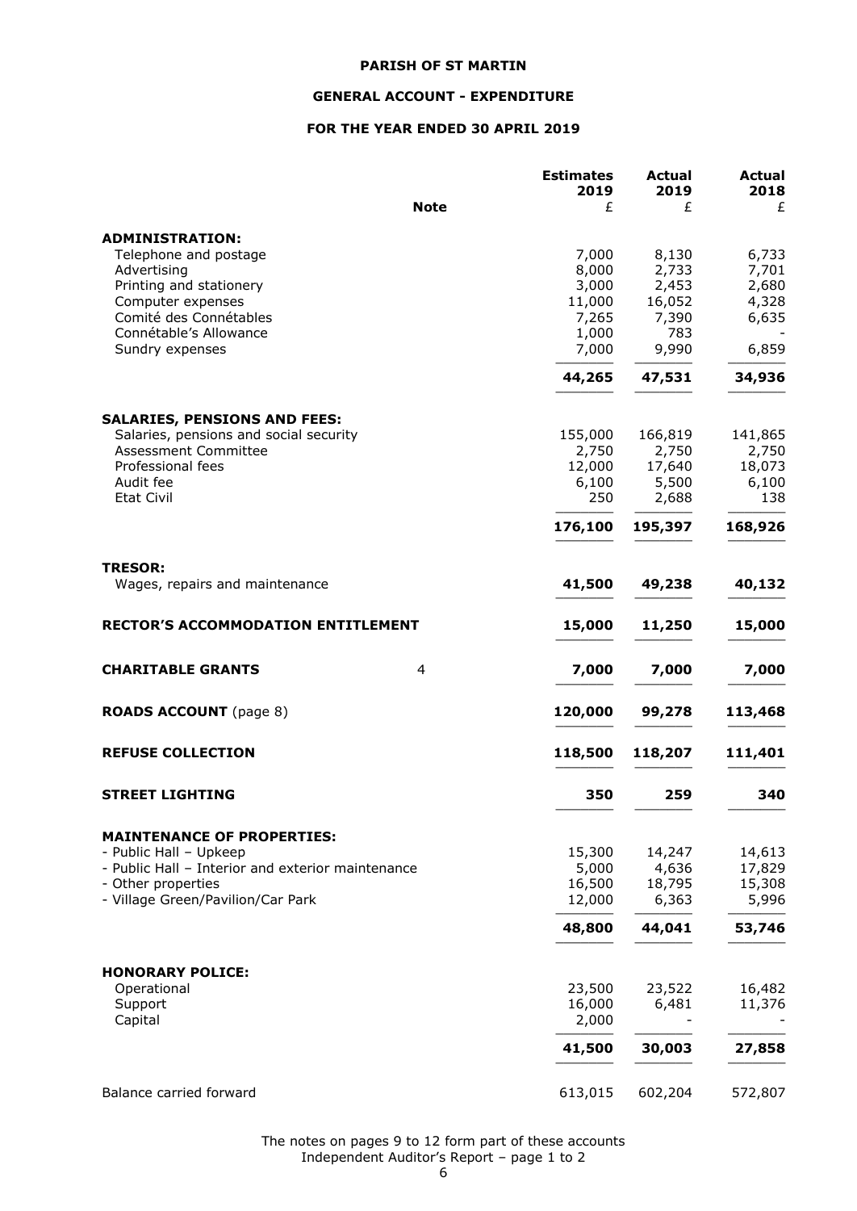**PARISH OF ST MARTIN**

**GENERAL ACCOUNT - EXPENDITURE**

**FOR THE YEAR ENDED 30 APRIL 2019**

| | Note | Estimates 2019 £ | Actual 2019 £ | Actual 2018 £ |
|---|---|---|---|---|
| **ADMINISTRATION:** | | | | |
| Telephone and postage | | 7,000 | 8,130 | 6,733 |
| Advertising | | 8,000 | 2,733 | 7,701 |
| Printing and stationery | | 3,000 | 2,453 | 2,680 |
| Computer expenses | | 11,000 | 16,052 | 4,328 |
| Comité des Connétables | | 7,265 | 7,390 | 6,635 |
| Connétable's Allowance | | 1,000 | 783 | - |
| Sundry expenses | | 7,000 | 9,990 | 6,859 |
| | | **44,265** | **47,531** | **34,936** |
| **SALARIES, PENSIONS AND FEES:** | | | | |
| Salaries, pensions and social security | | 155,000 | 166,819 | 141,865 |
| Assessment Committee | | 2,750 | 2,750 | 2,750 |
| Professional fees | | 12,000 | 17,640 | 18,073 |
| Audit fee | | 6,100 | 5,500 | 6,100 |
| Etat Civil | | 250 | 2,688 | 138 |
| | | **176,100** | **195,397** | **168,926** |
| **TRESOR:** | | | | |
| Wages, repairs and maintenance | | **41,500** | **49,238** | **40,132** |
| **RECTOR'S ACCOMMODATION ENTITLEMENT** | | **15,000** | **11,250** | **15,000** |
| **CHARITABLE GRANTS** | 4 | **7,000** | **7,000** | **7,000** |
| **ROADS ACCOUNT** (page 8) | | **120,000** | **99,278** | **113,468** |
| **REFUSE COLLECTION** | | **118,500** | **118,207** | **111,401** |
| **STREET LIGHTING** | | **350** | **259** | **340** |
| **MAINTENANCE OF PROPERTIES:** | | | | |
| - Public Hall – Upkeep | | 15,300 | 14,247 | 14,613 |
| - Public Hall – Interior and exterior maintenance | | 5,000 | 4,636 | 17,829 |
| - Other properties | | 16,500 | 18,795 | 15,308 |
| - Village Green/Pavilion/Car Park | | 12,000 | 6,363 | 5,996 |
| | | **48,800** | **44,041** | **53,746** |
| **HONORARY POLICE:** | | | | |
| Operational | | 23,500 | 23,522 | 16,482 |
| Support | | 16,000 | 6,481 | 11,376 |
| Capital | | 2,000 | - | - |
| | | **41,500** | **30,003** | **27,858** |
| Balance carried forward | | 613,015 | 602,204 | 572,807 |

The notes on pages 9 to 12 form part of these accounts
Independent Auditor's Report – page 1 to 2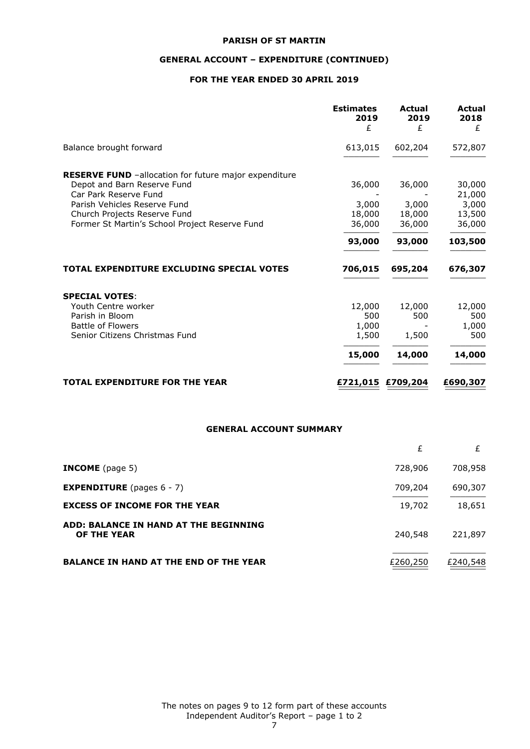# PARISH OF ST MARTIN

## GENERAL ACCOUNT – EXPENDITURE (CONTINUED)

### FOR THE YEAR ENDED 30 APRIL 2019

| | Estimates 2019 £ | Actual 2019 £ | Actual 2018 £ |
|---|---|---|---|
| Balance brought forward | 613,015 | 602,204 | 572,807 |
| **RESERVE FUND** –allocation for future major expenditure | | | |
| Depot and Barn Reserve Fund | 36,000 | 36,000 | 30,000 |
| Car Park Reserve Fund | - | - | 21,000 |
| Parish Vehicles Reserve Fund | 3,000 | 3,000 | 3,000 |
| Church Projects Reserve Fund | 18,000 | 18,000 | 13,500 |
| Former St Martin's School Project Reserve Fund | 36,000 | 36,000 | 36,000 |
| | **93,000** | **93,000** | **103,500** |
| **TOTAL EXPENDITURE EXCLUDING SPECIAL VOTES** | **706,015** | **695,204** | **676,307** |
| **SPECIAL VOTES**: | | | |
| Youth Centre worker | 12,000 | 12,000 | 12,000 |
| Parish in Bloom | 500 | 500 | 500 |
| Battle of Flowers | 1,000 | - | 1,000 |
| Senior Citizens Christmas Fund | 1,500 | 1,500 | 500 |
| | **15,000** | **14,000** | **14,000** |
| **TOTAL EXPENDITURE FOR THE YEAR** | **£721,015** | **£709,204** | **£690,307** |

### GENERAL ACCOUNT SUMMARY

| | £ | £ |
|---|---|---|
| **INCOME** (page 5) | 728,906 | 708,958 |
| **EXPENDITURE** (pages 6 - 7) | 709,204 | 690,307 |
| **EXCESS OF INCOME FOR THE YEAR** | 19,702 | 18,651 |
| **ADD: BALANCE IN HAND AT THE BEGINNING OF THE YEAR** | 240,548 | 221,897 |
| **BALANCE IN HAND AT THE END OF THE YEAR** | £260,250 | £240,548 |

The notes on pages 9 to 12 form part of these accounts
Independent Auditor's Report – page 1 to 2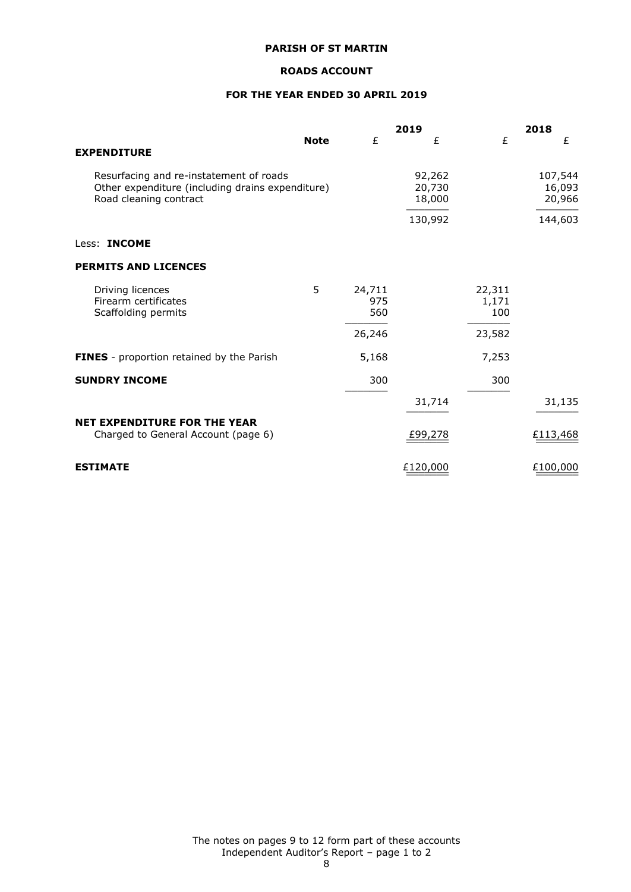**PARISH OF ST MARTIN**

**ROADS ACCOUNT**

**FOR THE YEAR ENDED 30 APRIL 2019**

| | Note | 2019 £ | 2019 £ | 2018 £ | 2018 £ |
|---|---|---|---|---|---|
| **EXPENDITURE** | | | | | |
| Resurfacing and re-instatement of roads | | | 92,262 | | 107,544 |
| Other expenditure (including drains expenditure) | | | 20,730 | | 16,093 |
| Road cleaning contract | | | 18,000 | | 20,966 |
| | | | 130,992 | | 144,603 |
| Less: **INCOME** | | | | | |
| **PERMITS AND LICENCES** | | | | | |
| Driving licences | 5 | 24,711 | | 22,311 | |
| Firearm certificates | | 975 | | 1,171 | |
| Scaffolding permits | | 560 | | 100 | |
| | | 26,246 | | 23,582 | |
| **FINES** - proportion retained by the Parish | | 5,168 | | 7,253 | |
| **SUNDRY INCOME** | | 300 | | 300 | |
| | | | 31,714 | | 31,135 |
| **NET EXPENDITURE FOR THE YEAR** Charged to General Account (page 6) | | | £99,278 | | £113,468 |
| **ESTIMATE** | | | £120,000 | | £100,000 |

The notes on pages 9 to 12 form part of these accounts
Independent Auditor's Report – page 1 to 2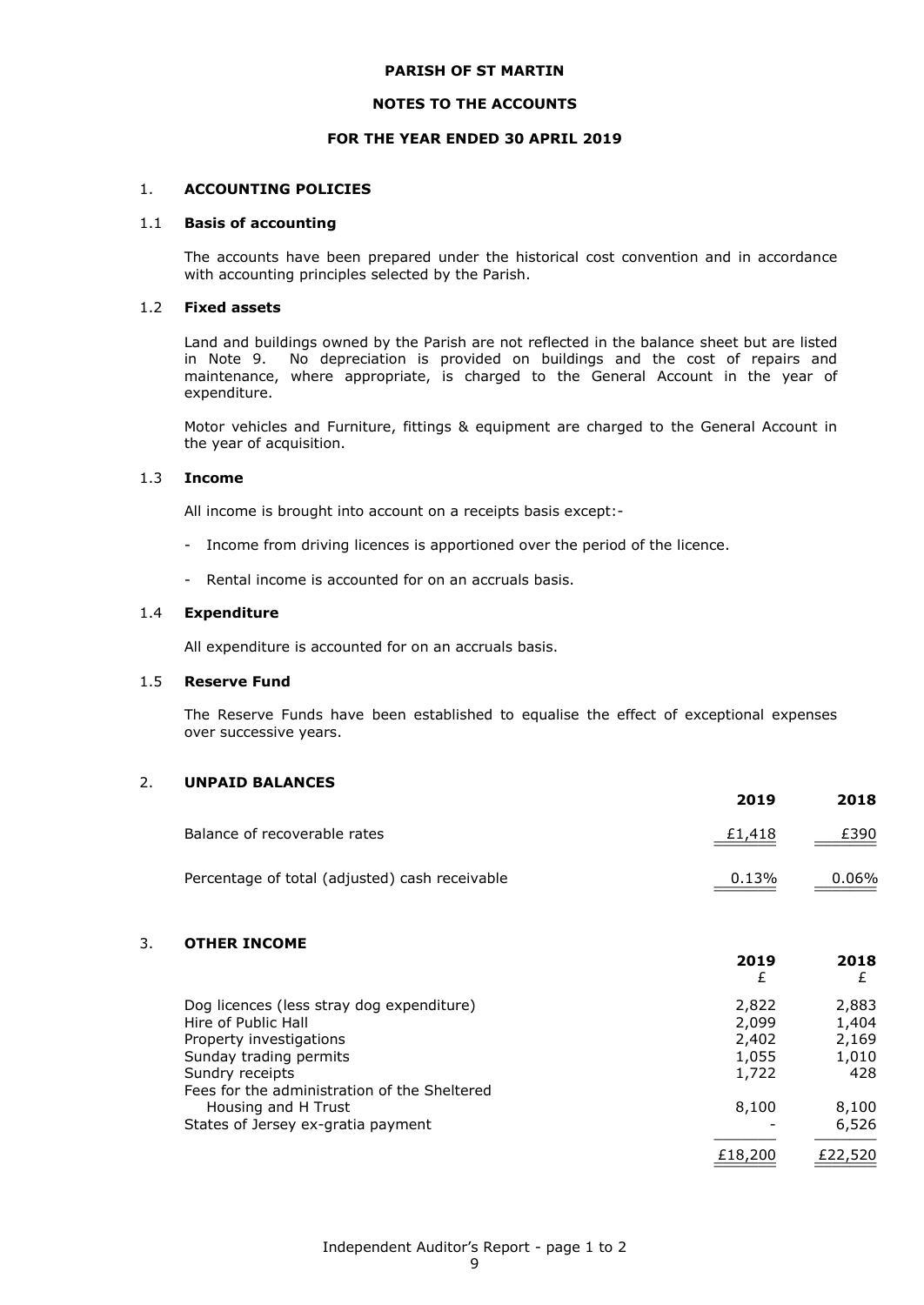**PARISH OF ST MARTIN**

**NOTES TO THE ACCOUNTS**

**FOR THE YEAR ENDED 30 APRIL 2019**

## 1. ACCOUNTING POLICIES

### 1.1 Basis of accounting

The accounts have been prepared under the historical cost convention and in accordance with accounting principles selected by the Parish.

### 1.2 Fixed assets

Land and buildings owned by the Parish are not reflected in the balance sheet but are listed in Note 9. No depreciation is provided on buildings and the cost of repairs and maintenance, where appropriate, is charged to the General Account in the year of expenditure.

Motor vehicles and Furniture, fittings & equipment are charged to the General Account in the year of acquisition.

### 1.3 Income

All income is brought into account on a receipts basis except:-

- Income from driving licences is apportioned over the period of the licence.
- Rental income is accounted for on an accruals basis.

### 1.4 Expenditure

All expenditure is accounted for on an accruals basis.

### 1.5 Reserve Fund

The Reserve Funds have been established to equalise the effect of exceptional expenses over successive years.

## 2. UNPAID BALANCES

| | 2019 | 2018 |
|---|---|---|
| Balance of recoverable rates | £1,418 | £390 |
| Percentage of total (adjusted) cash receivable | 0.13% | 0.06% |

## 3. OTHER INCOME

| | 2019 £ | 2018 £ |
|---|---|---|
| Dog licences (less stray dog expenditure) | 2,822 | 2,883 |
| Hire of Public Hall | 2,099 | 1,404 |
| Property investigations | 2,402 | 2,169 |
| Sunday trading permits | 1,055 | 1,010 |
| Sundry receipts | 1,722 | 428 |
| Fees for the administration of the Sheltered Housing and H Trust | 8,100 | 8,100 |
| States of Jersey ex-gratia payment | - | 6,526 |
| | £18,200 | £22,520 |

Independent Auditor's Report - page 1 to 2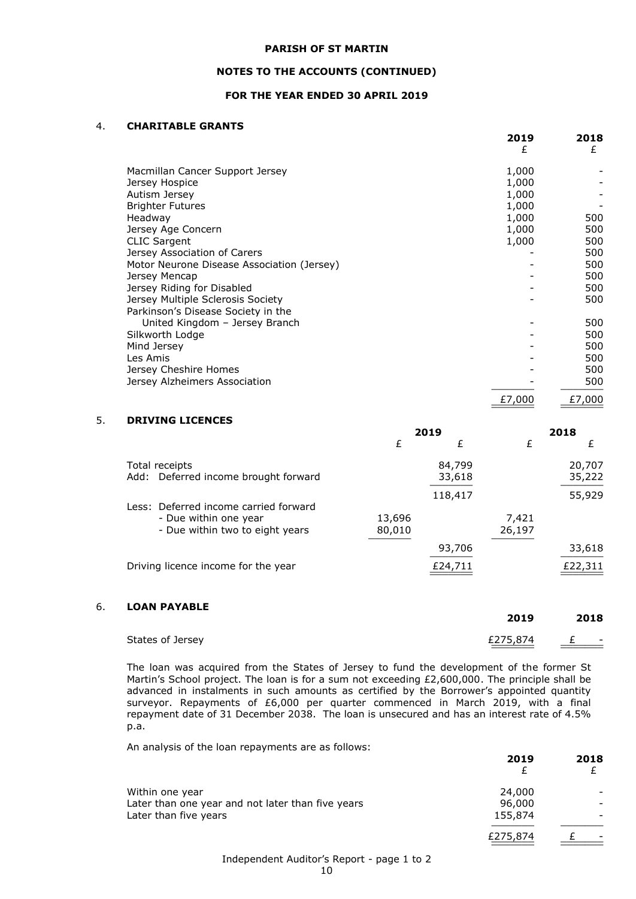**PARISH OF ST MARTIN**

**NOTES TO THE ACCOUNTS (CONTINUED)**

**FOR THE YEAR ENDED 30 APRIL 2019**

## 4. CHARITABLE GRANTS

| | 2019 £ | 2018 £ |
|---|---|---|
| Macmillan Cancer Support Jersey | 1,000 | - |
| Jersey Hospice | 1,000 | - |
| Autism Jersey | 1,000 | - |
| Brighter Futures | 1,000 | - |
| Headway | 1,000 | 500 |
| Jersey Age Concern | 1,000 | 500 |
| CLIC Sargent | 1,000 | 500 |
| Jersey Association of Carers | - | 500 |
| Motor Neurone Disease Association (Jersey) | - | 500 |
| Jersey Mencap | - | 500 |
| Jersey Riding for Disabled | - | 500 |
| Jersey Multiple Sclerosis Society | - | 500 |
| Parkinson's Disease Society in the United Kingdom – Jersey Branch | - | 500 |
| Silkworth Lodge | - | 500 |
| Mind Jersey | - | 500 |
| Les Amis | - | 500 |
| Jersey Cheshire Homes | - | 500 |
| Jersey Alzheimers Association | - | 500 |
| | £7,000 | £7,000 |

## 5. DRIVING LICENCES

| | 2019 £ | 2019 £ | 2018 £ | 2018 £ |
|---|---|---|---|---|
| Total receipts | | 84,799 | | 20,707 |
| Add: Deferred income brought forward | | 33,618 | | 35,222 |
| | | 118,417 | | 55,929 |
| Less: Deferred income carried forward | | | | |
| - Due within one year | 13,696 | | 7,421 | |
| - Due within two to eight years | 80,010 | | 26,197 | |
| | | 93,706 | | 33,618 |
| Driving licence income for the year | | £24,711 | | £22,311 |

## 6. LOAN PAYABLE

| | 2019 | 2018 |
|---|---|---|
| States of Jersey | £275,874 | £ - |

The loan was acquired from the States of Jersey to fund the development of the former St Martin's School project. The loan is for a sum not exceeding £2,600,000. The principle shall be advanced in instalments in such amounts as certified by the Borrower's appointed quantity surveyor. Repayments of £6,000 per quarter commenced in March 2019, with a final repayment date of 31 December 2038. The loan is unsecured and has an interest rate of 4.5% p.a.

An analysis of the loan repayments are as follows:

| | 2019 £ | 2018 £ |
|---|---|---|
| Within one year | 24,000 | - |
| Later than one year and not later than five years | 96,000 | - |
| Later than five years | 155,874 | - |
| | £275,874 | £ - |

Independent Auditor's Report - page 1 to 2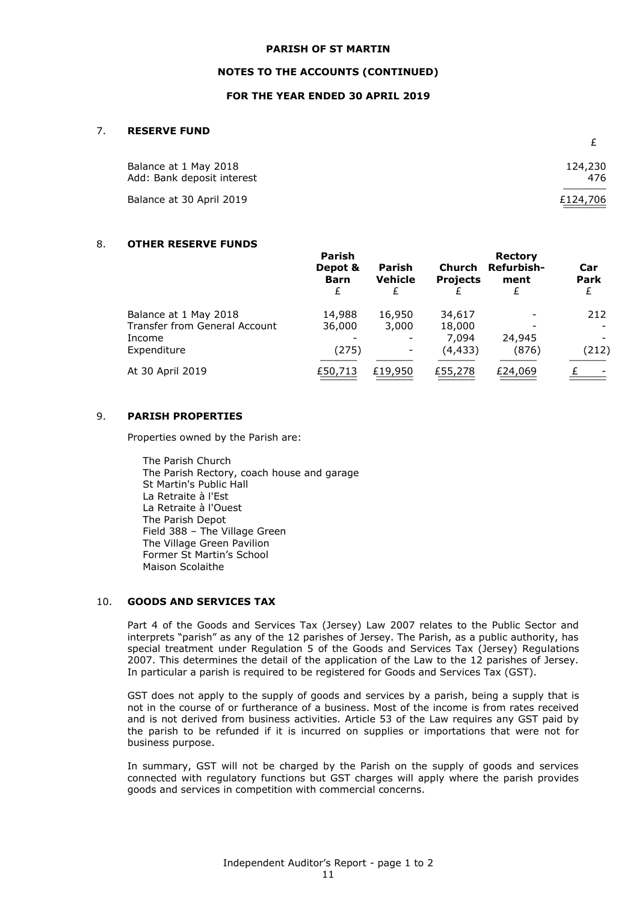**PARISH OF ST MARTIN**

**NOTES TO THE ACCOUNTS (CONTINUED)**

**FOR THE YEAR ENDED 30 APRIL 2019**

### 7. RESERVE FUND

| | £ |
|---|---|
| Balance at 1 May 2018 | 124,230 |
| Add: Bank deposit interest | 476 |
| Balance at 30 April 2019 | £124,706 |

### 8. OTHER RESERVE FUNDS

| | Parish Depot & Barn £ | Parish Vehicle £ | Church Projects £ | Rectory Refurbish-ment £ | Car Park £ |
|---|---|---|---|---|---|
| Balance at 1 May 2018 | 14,988 | 16,950 | 34,617 | - | 212 |
| Transfer from General Account | 36,000 | 3,000 | 18,000 | - | - |
| Income | - | - | 7,094 | 24,945 | - |
| Expenditure | (275) | - | (4,433) | (876) | (212) |
| At 30 April 2019 | £50,713 | £19,950 | £55,278 | £24,069 | £ - |

### 9. PARISH PROPERTIES

Properties owned by the Parish are:

The Parish Church
The Parish Rectory, coach house and garage
St Martin's Public Hall
La Retraite à l'Est
La Retraite à l'Ouest
The Parish Depot
Field 388 – The Village Green
The Village Green Pavilion
Former St Martin's School
Maison Scolaithe

### 10. GOODS AND SERVICES TAX

Part 4 of the Goods and Services Tax (Jersey) Law 2007 relates to the Public Sector and interprets "parish" as any of the 12 parishes of Jersey. The Parish, as a public authority, has special treatment under Regulation 5 of the Goods and Services Tax (Jersey) Regulations 2007. This determines the detail of the application of the Law to the 12 parishes of Jersey. In particular a parish is required to be registered for Goods and Services Tax (GST).

GST does not apply to the supply of goods and services by a parish, being a supply that is not in the course of or furtherance of a business. Most of the income is from rates received and is not derived from business activities. Article 53 of the Law requires any GST paid by the parish to be refunded if it is incurred on supplies or importations that were not for business purpose.

In summary, GST will not be charged by the Parish on the supply of goods and services connected with regulatory functions but GST charges will apply where the parish provides goods and services in competition with commercial concerns.

Independent Auditor's Report - page 1 to 2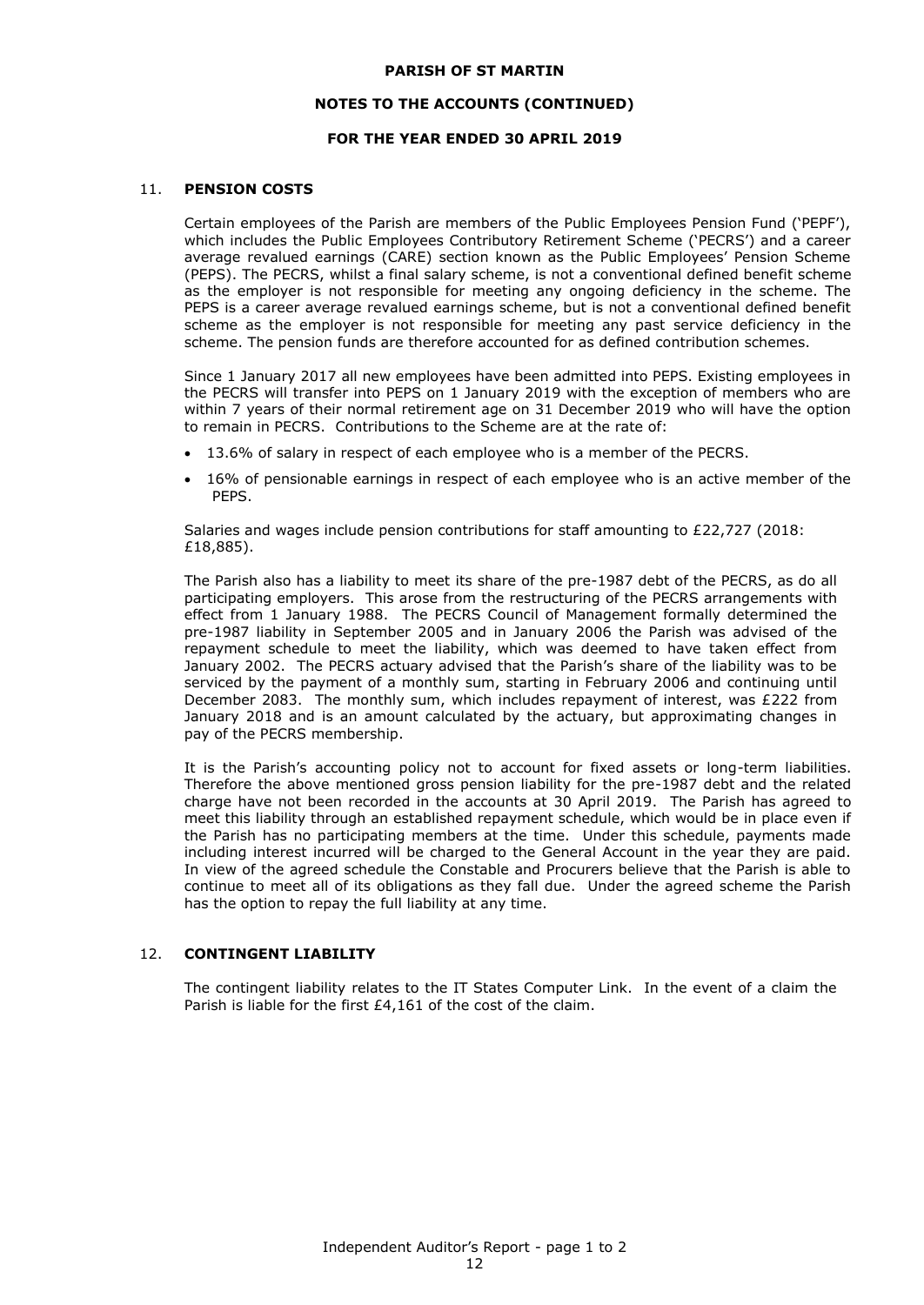## 11. PENSION COSTS

Certain employees of the Parish are members of the Public Employees Pension Fund ('PEPF'), which includes the Public Employees Contributory Retirement Scheme ('PECRS') and a career average revalued earnings (CARE) section known as the Public Employees' Pension Scheme (PEPS). The PECRS, whilst a final salary scheme, is not a conventional defined benefit scheme as the employer is not responsible for meeting any ongoing deficiency in the scheme. The PEPS is a career average revalued earnings scheme, but is not a conventional defined benefit scheme as the employer is not responsible for meeting any past service deficiency in the scheme. The pension funds are therefore accounted for as defined contribution schemes.

Since 1 January 2017 all new employees have been admitted into PEPS. Existing employees in the PECRS will transfer into PEPS on 1 January 2019 with the exception of members who are within 7 years of their normal retirement age on 31 December 2019 who will have the option to remain in PECRS. Contributions to the Scheme are at the rate of:

- 13.6% of salary in respect of each employee who is a member of the PECRS.
- 16% of pensionable earnings in respect of each employee who is an active member of the PEPS.

Salaries and wages include pension contributions for staff amounting to £22,727 (2018: £18,885).

The Parish also has a liability to meet its share of the pre-1987 debt of the PECRS, as do all participating employers. This arose from the restructuring of the PECRS arrangements with effect from 1 January 1988. The PECRS Council of Management formally determined the pre-1987 liability in September 2005 and in January 2006 the Parish was advised of the repayment schedule to meet the liability, which was deemed to have taken effect from January 2002. The PECRS actuary advised that the Parish's share of the liability was to be serviced by the payment of a monthly sum, starting in February 2006 and continuing until December 2083. The monthly sum, which includes repayment of interest, was £222 from January 2018 and is an amount calculated by the actuary, but approximating changes in pay of the PECRS membership.

It is the Parish's accounting policy not to account for fixed assets or long-term liabilities. Therefore the above mentioned gross pension liability for the pre-1987 debt and the related charge have not been recorded in the accounts at 30 April 2019. The Parish has agreed to meet this liability through an established repayment schedule, which would be in place even if the Parish has no participating members at the time. Under this schedule, payments made including interest incurred will be charged to the General Account in the year they are paid. In view of the agreed schedule the Constable and Procurers believe that the Parish is able to continue to meet all of its obligations as they fall due. Under the agreed scheme the Parish has the option to repay the full liability at any time.

## 12. CONTINGENT LIABILITY

The contingent liability relates to the IT States Computer Link. In the event of a claim the Parish is liable for the first £4,161 of the cost of the claim.

Independent Auditor's Report - page 1 to 2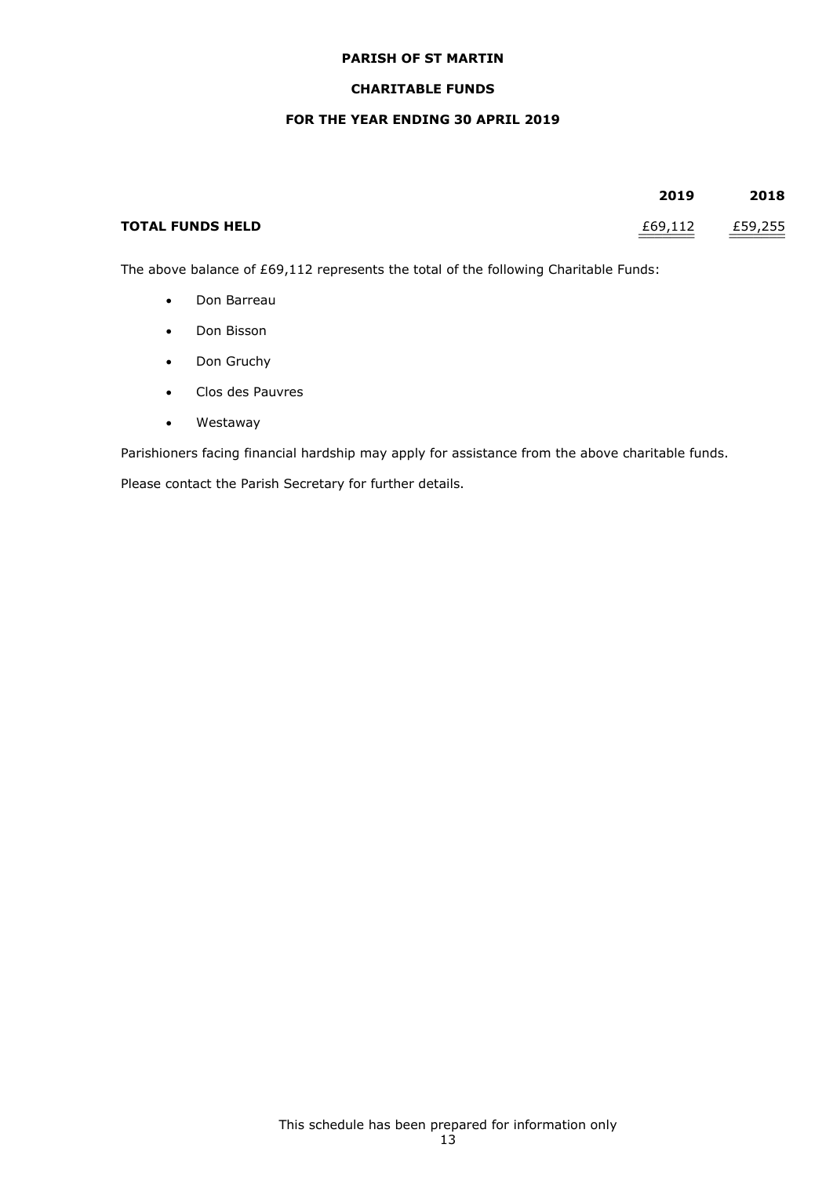**PARISH OF ST MARTIN**

**CHARITABLE FUNDS**

**FOR THE YEAR ENDING 30 APRIL 2019**

| | **2019** | **2018** |
|---|---|---|
| **TOTAL FUNDS HELD** | £69,112 | £59,255 |

The above balance of £69,112 represents the total of the following Charitable Funds:

- Don Barreau
- Don Bisson
- Don Gruchy
- Clos des Pauvres
- Westaway

Parishioners facing financial hardship may apply for assistance from the above charitable funds.

Please contact the Parish Secretary for further details.

This schedule has been prepared for information only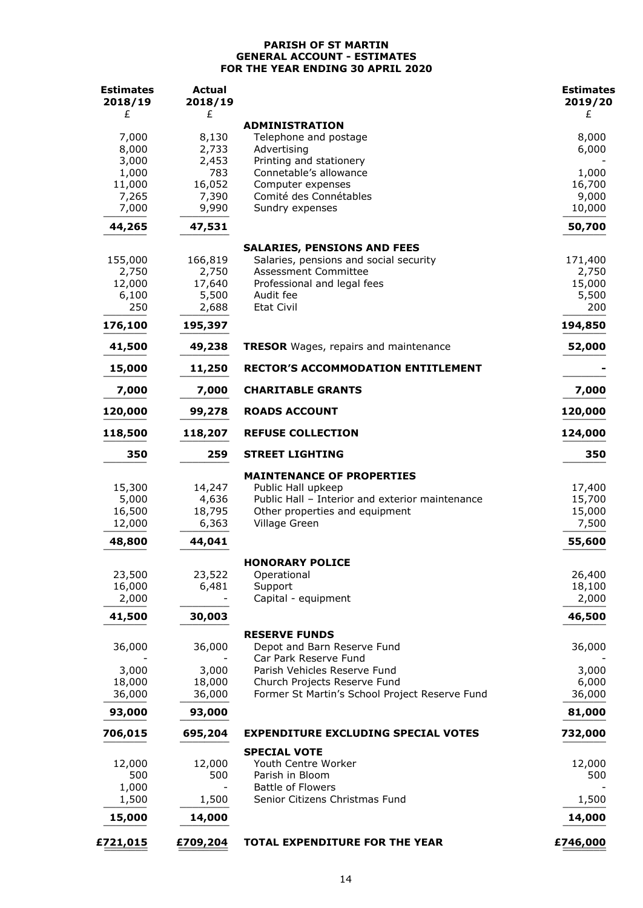**PARISH OF ST MARTIN**
**GENERAL ACCOUNT - ESTIMATES**
**FOR THE YEAR ENDING 30 APRIL 2020**

| Estimates 2018/19 £ | Actual 2018/19 £ | | Estimates 2019/20 £ |
|---:|---:|---|---:|
| | | **ADMINISTRATION** | |
| 7,000 | 8,130 | Telephone and postage | 8,000 |
| 8,000 | 2,733 | Advertising | 6,000 |
| 3,000 | 2,453 | Printing and stationery | - |
| 1,000 | 783 | Connetable's allowance | 1,000 |
| 11,000 | 16,052 | Computer expenses | 16,700 |
| 7,265 | 7,390 | Comité des Connétables | 9,000 |
| 7,000 | 9,990 | Sundry expenses | 10,000 |
| **44,265** | **47,531** | | **50,700** |
| | | **SALARIES, PENSIONS AND FEES** | |
| 155,000 | 166,819 | Salaries, pensions and social security | 171,400 |
| 2,750 | 2,750 | Assessment Committee | 2,750 |
| 12,000 | 17,640 | Professional and legal fees | 15,000 |
| 6,100 | 5,500 | Audit fee | 5,500 |
| 250 | 2,688 | Etat Civil | 200 |
| **176,100** | **195,397** | | **194,850** |
| **41,500** | **49,238** | **TRESOR** Wages, repairs and maintenance | **52,000** |
| **15,000** | **11,250** | **RECTOR'S ACCOMMODATION ENTITLEMENT** | **-** |
| **7,000** | **7,000** | **CHARITABLE GRANTS** | **7,000** |
| **120,000** | **99,278** | **ROADS ACCOUNT** | **120,000** |
| **118,500** | **118,207** | **REFUSE COLLECTION** | **124,000** |
| **350** | **259** | **STREET LIGHTING** | **350** |
| | | **MAINTENANCE OF PROPERTIES** | |
| 15,300 | 14,247 | Public Hall upkeep | 17,400 |
| 5,000 | 4,636 | Public Hall – Interior and exterior maintenance | 15,700 |
| 16,500 | 18,795 | Other properties and equipment | 15,000 |
| 12,000 | 6,363 | Village Green | 7,500 |
| **48,800** | **44,041** | | **55,600** |
| | | **HONORARY POLICE** | |
| 23,500 | 23,522 | Operational | 26,400 |
| 16,000 | 6,481 | Support | 18,100 |
| 2,000 | - | Capital - equipment | 2,000 |
| **41,500** | **30,003** | | **46,500** |
| | | **RESERVE FUNDS** | |
| 36,000 | 36,000 | Depot and Barn Reserve Fund | 36,000 |
| - | - | Car Park Reserve Fund | - |
| 3,000 | 3,000 | Parish Vehicles Reserve Fund | 3,000 |
| 18,000 | 18,000 | Church Projects Reserve Fund | 6,000 |
| 36,000 | 36,000 | Former St Martin's School Project Reserve Fund | 36,000 |
| **93,000** | **93,000** | | **81,000** |
| **706,015** | **695,204** | **EXPENDITURE EXCLUDING SPECIAL VOTES** | **732,000** |
| | | **SPECIAL VOTE** | |
| 12,000 | 12,000 | Youth Centre Worker | 12,000 |
| 500 | 500 | Parish in Bloom | 500 |
| 1,000 | - | Battle of Flowers | - |
| 1,500 | 1,500 | Senior Citizens Christmas Fund | 1,500 |
| **15,000** | **14,000** | | **14,000** |
| **£721,015** | **£709,204** | **TOTAL EXPENDITURE FOR THE YEAR** | **£746,000** |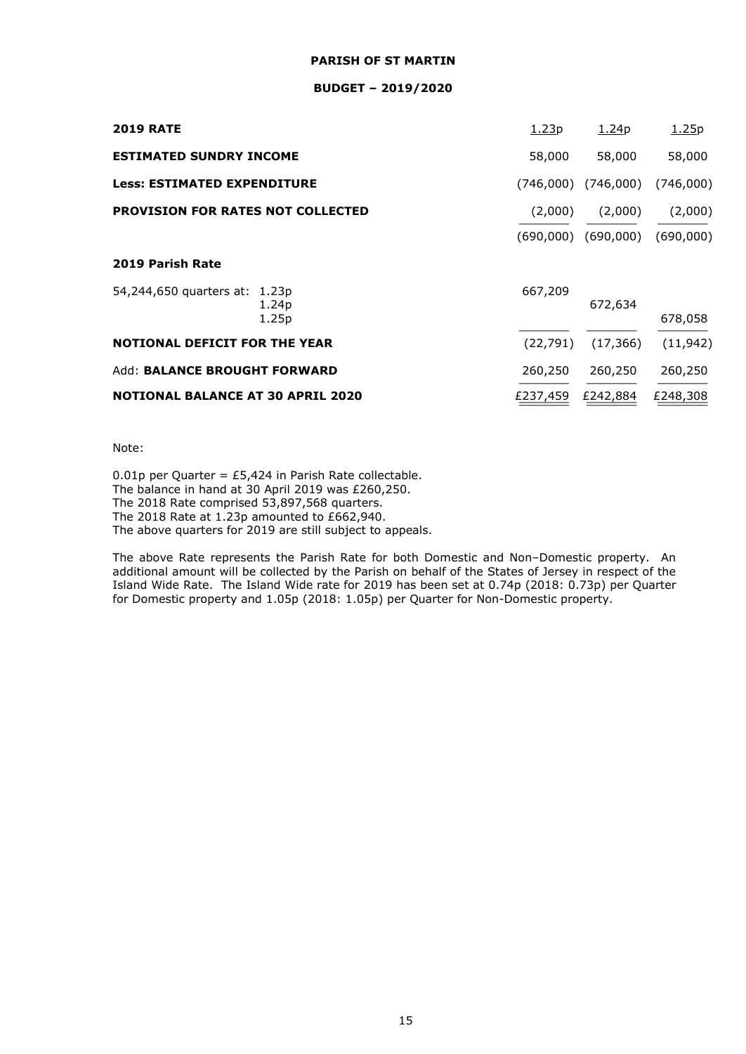**PARISH OF ST MARTIN**

**BUDGET – 2019/2020**

| | | | |
|---|---|---|---|
| **2019 RATE** | 1.23p | 1.24p | 1.25p |
| **ESTIMATED SUNDRY INCOME** | 58,000 | 58,000 | 58,000 |
| **Less: ESTIMATED EXPENDITURE** | (746,000) | (746,000) | (746,000) |
| **PROVISION FOR RATES NOT COLLECTED** | (2,000) | (2,000) | (2,000) |
| | (690,000) | (690,000) | (690,000) |
| **2019 Parish Rate** | | | |
| 54,244,650 quarters at: 1.23p | 667,209 | | |
| 1.24p | | 672,634 | |
| 1.25p | | | 678,058 |
| **NOTIONAL DEFICIT FOR THE YEAR** | (22,791) | (17,366) | (11,942) |
| Add: **BALANCE BROUGHT FORWARD** | 260,250 | 260,250 | 260,250 |
| **NOTIONAL BALANCE AT 30 APRIL 2020** | £237,459 | £242,884 | £248,308 |

Note:

0.01p per Quarter = £5,424 in Parish Rate collectable.
The balance in hand at 30 April 2019 was £260,250.
The 2018 Rate comprised 53,897,568 quarters.
The 2018 Rate at 1.23p amounted to £662,940.
The above quarters for 2019 are still subject to appeals.

The above Rate represents the Parish Rate for both Domestic and Non–Domestic property. An additional amount will be collected by the Parish on behalf of the States of Jersey in respect of the Island Wide Rate. The Island Wide rate for 2019 has been set at 0.74p (2018: 0.73p) per Quarter for Domestic property and 1.05p (2018: 1.05p) per Quarter for Non-Domestic property.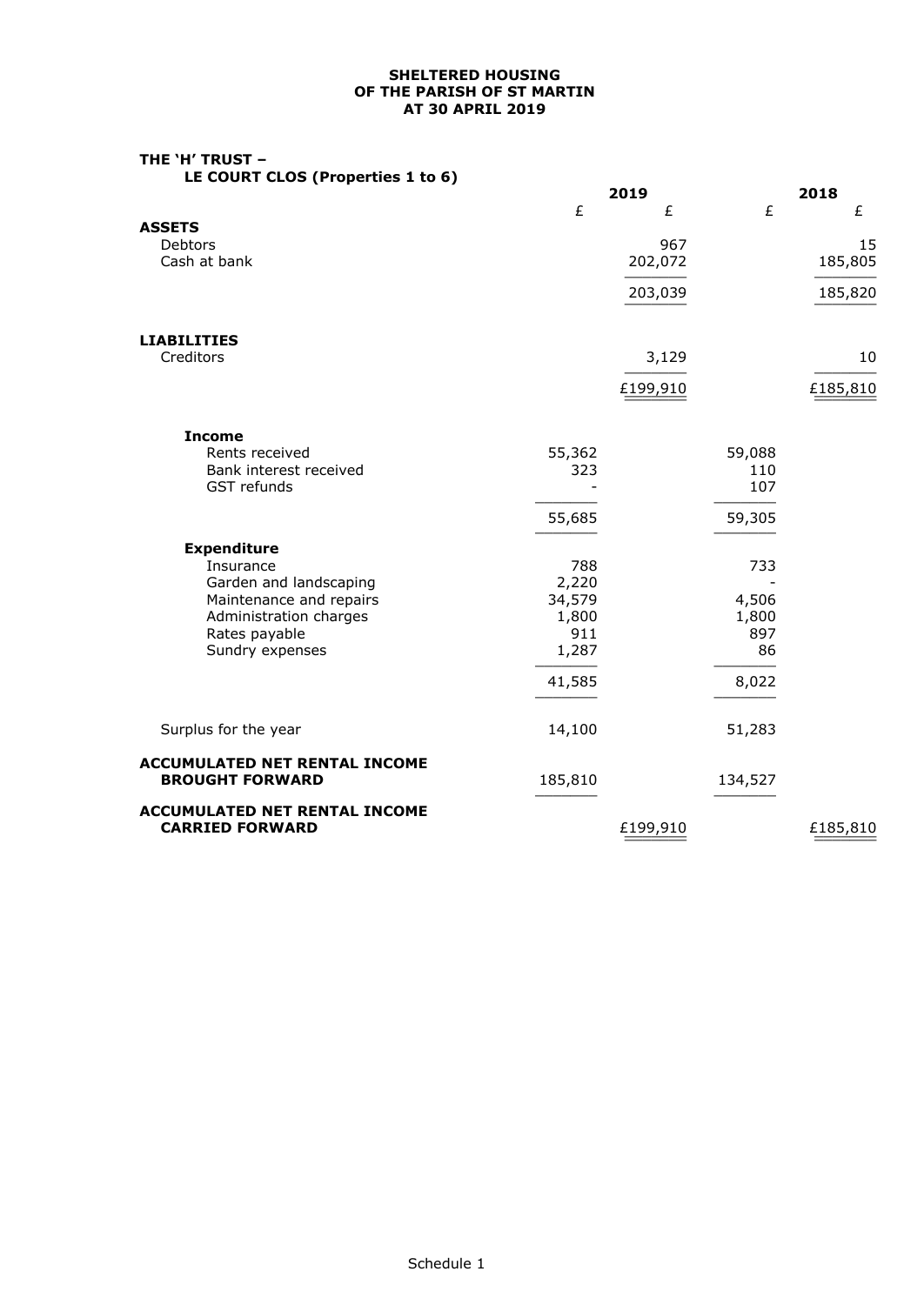# SHELTERED HOUSING
# OF THE PARISH OF ST MARTIN
# AT 30 APRIL 2019

## THE 'H' TRUST –
### LE COURT CLOS (Properties 1 to 6)

| | 2019 | | 2018 | |
|---|---|---|---|---|
| | £ | £ | £ | £ |
| **ASSETS** | | | | |
| Debtors | | 967 | | 15 |
| Cash at bank | | 202,072 | | 185,805 |
| | | 203,039 | | 185,820 |
| **LIABILITIES** | | | | |
| Creditors | | 3,129 | | 10 |
| | | £199,910 | | £185,810 |
| **Income** | | | | |
| Rents received | 55,362 | | 59,088 | |
| Bank interest received | 323 | | 110 | |
| GST refunds | - | | 107 | |
| | 55,685 | | 59,305 | |
| **Expenditure** | | | | |
| Insurance | 788 | | 733 | |
| Garden and landscaping | 2,220 | | - | |
| Maintenance and repairs | 34,579 | | 4,506 | |
| Administration charges | 1,800 | | 1,800 | |
| Rates payable | 911 | | 897 | |
| Sundry expenses | 1,287 | | 86 | |
| | 41,585 | | 8,022 | |
| Surplus for the year | 14,100 | | 51,283 | |
| **ACCUMULATED NET RENTAL INCOME BROUGHT FORWARD** | 185,810 | | 134,527 | |
| **ACCUMULATED NET RENTAL INCOME CARRIED FORWARD** | | £199,910 | | £185,810 |

Schedule 1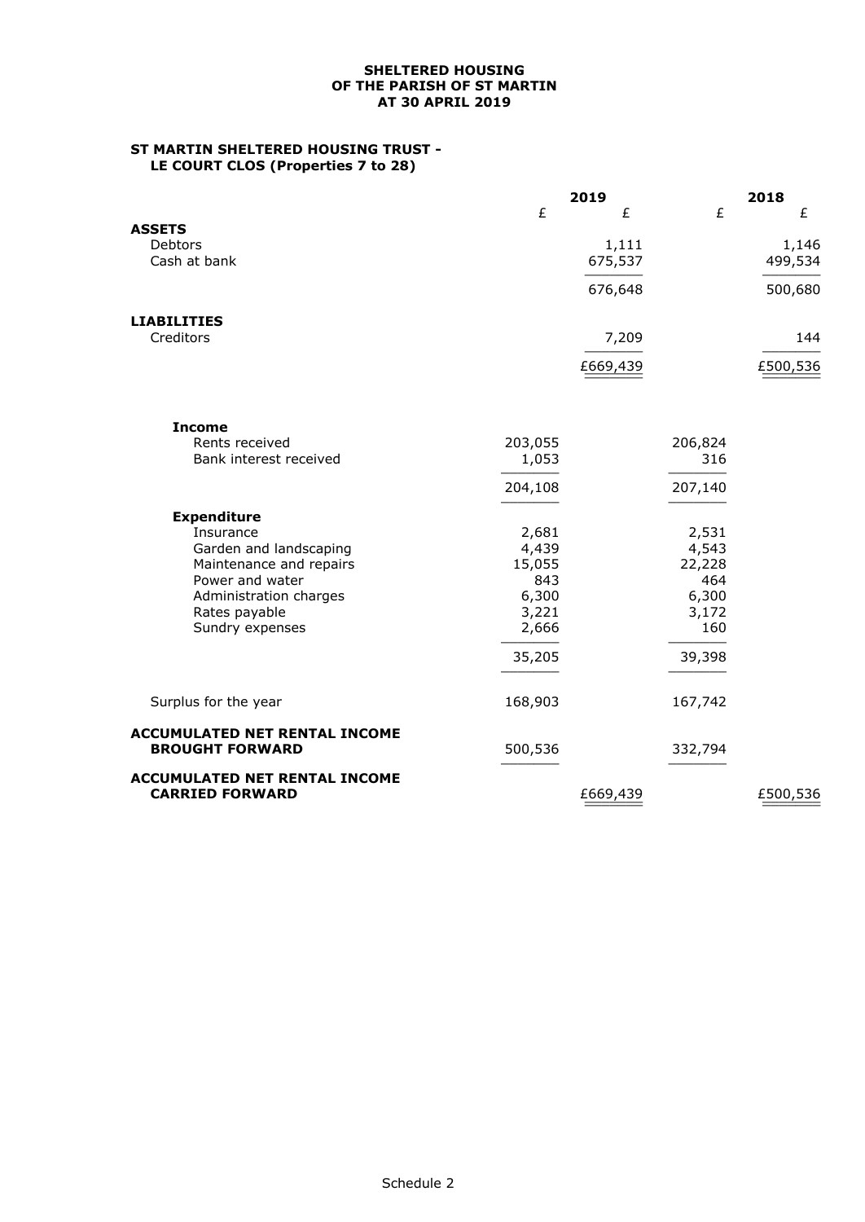**SHELTERED HOUSING**
**OF THE PARISH OF ST MARTIN**
**AT 30 APRIL 2019**

**ST MARTIN SHELTERED HOUSING TRUST - LE COURT CLOS (Properties 7 to 28)**

| | 2019 | | 2018 | |
|---|---|---|---|---|
| | £ | £ | £ | £ |
| **ASSETS** | | | | |
| Debtors | | 1,111 | | 1,146 |
| Cash at bank | | 675,537 | | 499,534 |
| | | 676,648 | | 500,680 |
| **LIABILITIES** | | | | |
| Creditors | | 7,209 | | 144 |
| | | £669,439 | | £500,536 |
| **Income** | | | | |
| Rents received | 203,055 | | 206,824 | |
| Bank interest received | 1,053 | | 316 | |
| | 204,108 | | 207,140 | |
| **Expenditure** | | | | |
| Insurance | 2,681 | | 2,531 | |
| Garden and landscaping | 4,439 | | 4,543 | |
| Maintenance and repairs | 15,055 | | 22,228 | |
| Power and water | 843 | | 464 | |
| Administration charges | 6,300 | | 6,300 | |
| Rates payable | 3,221 | | 3,172 | |
| Sundry expenses | 2,666 | | 160 | |
| | 35,205 | | 39,398 | |
| Surplus for the year | 168,903 | | 167,742 | |
| **ACCUMULATED NET RENTAL INCOME BROUGHT FORWARD** | 500,536 | | 332,794 | |
| **ACCUMULATED NET RENTAL INCOME CARRIED FORWARD** | | £669,439 | | £500,536 |

Schedule 2